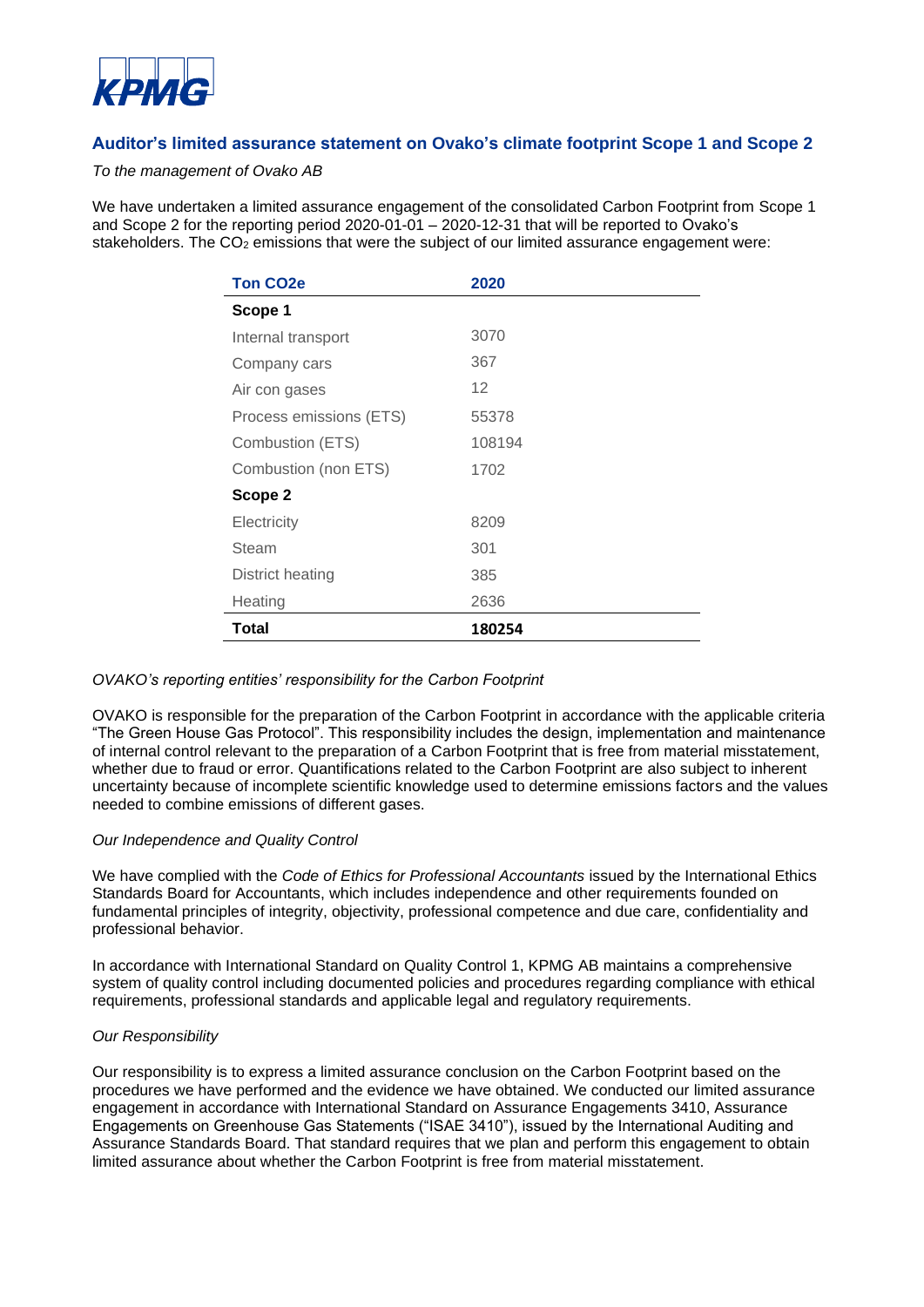KPMG

## Auditor's limited assurance statement on Ovako's climate footprint Scope 1 and Scope 2

*To the management of Ovako AB*

We have undertaken a limited assurance engagement of the consolidated Carbon Footprint from Scope 1 and Scope 2 for the reporting period 2020-01-01 – 2020-12-31 that will be reported to Ovako's stakeholders. The $CO_2$ emissions that were the subject of our limited assurance engagement were:

| Ton CO2e | 2020 |
|---|---|
| **Scope 1** | |
| Internal transport | 3070 |
| Company cars | 367 |
| Air con gases | 12 |
| Process emissions (ETS) | 55378 |
| Combustion (ETS) | 108194 |
| Combustion (non ETS) | 1702 |
| **Scope 2** | |
| Electricity | 8209 |
| Steam | 301 |
| District heating | 385 |
| Heating | 2636 |
| **Total** | **180254** |

*OVAKO's reporting entities' responsibility for the Carbon Footprint*

OVAKO is responsible for the preparation of the Carbon Footprint in accordance with the applicable criteria "The Green House Gas Protocol". This responsibility includes the design, implementation and maintenance of internal control relevant to the preparation of a Carbon Footprint that is free from material misstatement, whether due to fraud or error. Quantifications related to the Carbon Footprint are also subject to inherent uncertainty because of incomplete scientific knowledge used to determine emissions factors and the values needed to combine emissions of different gases.

*Our Independence and Quality Control*

We have complied with the *Code of Ethics for Professional Accountants* issued by the International Ethics Standards Board for Accountants, which includes independence and other requirements founded on fundamental principles of integrity, objectivity, professional competence and due care, confidentiality and professional behavior.

In accordance with International Standard on Quality Control 1, KPMG AB maintains a comprehensive system of quality control including documented policies and procedures regarding compliance with ethical requirements, professional standards and applicable legal and regulatory requirements.

*Our Responsibility*

Our responsibility is to express a limited assurance conclusion on the Carbon Footprint based on the procedures we have performed and the evidence we have obtained. We conducted our limited assurance engagement in accordance with International Standard on Assurance Engagements 3410, Assurance Engagements on Greenhouse Gas Statements ("ISAE 3410"), issued by the International Auditing and Assurance Standards Board. That standard requires that we plan and perform this engagement to obtain limited assurance about whether the Carbon Footprint is free from material misstatement.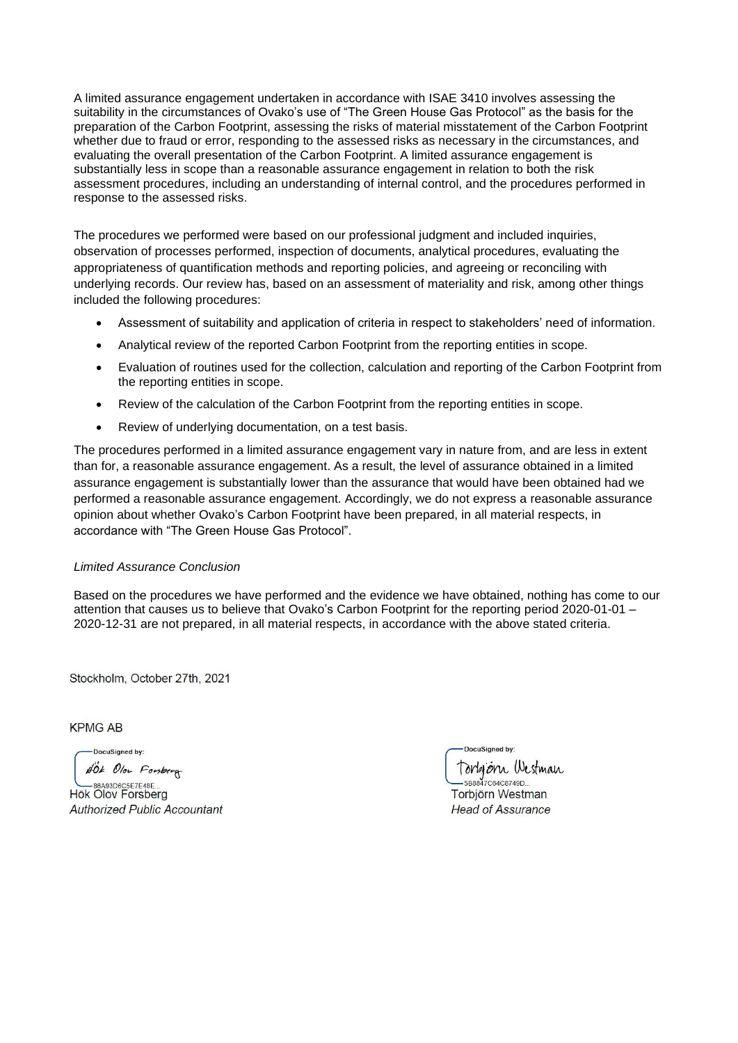A limited assurance engagement undertaken in accordance with ISAE 3410 involves assessing the suitability in the circumstances of Ovako's use of "The Green House Gas Protocol" as the basis for the preparation of the Carbon Footprint, assessing the risks of material misstatement of the Carbon Footprint whether due to fraud or error, responding to the assessed risks as necessary in the circumstances, and evaluating the overall presentation of the Carbon Footprint. A limited assurance engagement is substantially less in scope than a reasonable assurance engagement in relation to both the risk assessment procedures, including an understanding of internal control, and the procedures performed in response to the assessed risks.

The procedures we performed were based on our professional judgment and included inquiries, observation of processes performed, inspection of documents, analytical procedures, evaluating the appropriateness of quantification methods and reporting policies, and agreeing or reconciling with underlying records. Our review has, based on an assessment of materiality and risk, among other things included the following procedures:

- Assessment of suitability and application of criteria in respect to stakeholders' need of information.
- Analytical review of the reported Carbon Footprint from the reporting entities in scope.
- Evaluation of routines used for the collection, calculation and reporting of the Carbon Footprint from the reporting entities in scope.
- Review of the calculation of the Carbon Footprint from the reporting entities in scope.
- Review of underlying documentation, on a test basis.

The procedures performed in a limited assurance engagement vary in nature from, and are less in extent than for, a reasonable assurance engagement. As a result, the level of assurance obtained in a limited assurance engagement is substantially lower than the assurance that would have been obtained had we performed a reasonable assurance engagement. Accordingly, we do not express a reasonable assurance opinion about whether Ovako's Carbon Footprint have been prepared, in all material respects, in accordance with "The Green House Gas Protocol".

*Limited Assurance Conclusion*

Based on the procedures we have performed and the evidence we have obtained, nothing has come to our attention that causes us to believe that Ovako's Carbon Footprint for the reporting period 2020-01-01 – 2020-12-31 are not prepared, in all material respects, in accordance with the above stated criteria.

Stockholm, October 27th, 2021

KPMG AB

DocuSigned by:
Hök Olov Forsberg
88A93D8C5E7E48E...
Hök Olov Forsberg
*Authorized Public Accountant*

DocuSigned by:
Torbjörn Westman
5B8847C64C8749D...
Torbjörn Westman
*Head of Assurance*